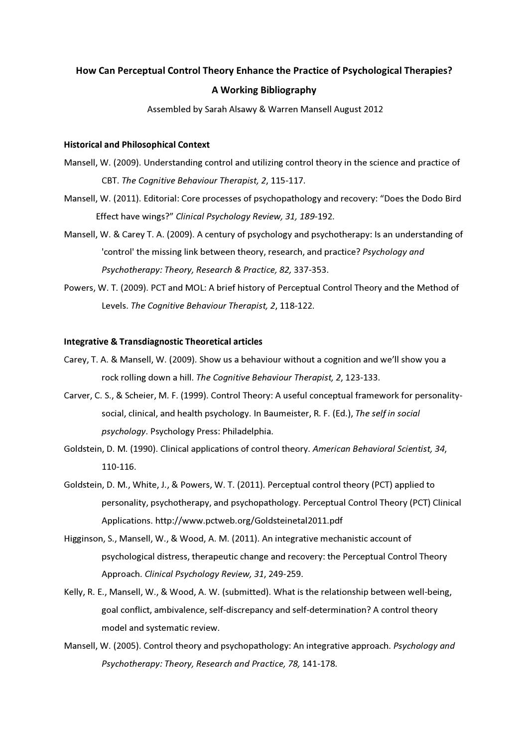# How Can Perceptual Control Theory Enhance the Practice of Psychological Therapies?

## A Working Bibliography

Assembled by Sarah Alsawy & Warren Mansell August 2012

### Historical and Philosophical Context

Mansell, W. (2009). Understanding control and utilizing control theory in the science and practice of CBT. *The Cognitive Behaviour Therapist, 2*, 115-117.

Mansell, W. (2011). Editorial: Core processes of psychopathology and recovery: "Does the Dodo Bird Effect have wings?" *Clinical Psychology Review, 31, 189*-192.

Mansell, W. & Carey T. A. (2009). A century of psychology and psychotherapy: Is an understanding of 'control' the missing link between theory, research, and practice? *Psychology and Psychotherapy: Theory, Research & Practice, 82,* 337-353.

Powers, W. T. (2009). PCT and MOL: A brief history of Perceptual Control Theory and the Method of Levels. *The Cognitive Behaviour Therapist, 2*, 118-122.

### Integrative & Transdiagnostic Theoretical articles

Carey, T. A. & Mansell, W. (2009). Show us a behaviour without a cognition and we'll show you a rock rolling down a hill. *The Cognitive Behaviour Therapist, 2*, 123-133.

Carver, C. S., & Scheier, M. F. (1999). Control Theory: A useful conceptual framework for personality-social, clinical, and health psychology. In Baumeister, R. F. (Ed.), *The self in social psychology*. Psychology Press: Philadelphia.

Goldstein, D. M. (1990). Clinical applications of control theory. *American Behavioral Scientist, 34*, 110-116.

Goldstein, D. M., White, J., & Powers, W. T. (2011). Perceptual control theory (PCT) applied to personality, psychotherapy, and psychopathology. Perceptual Control Theory (PCT) Clinical Applications. http://www.pctweb.org/Goldsteinetal2011.pdf

Higginson, S., Mansell, W., & Wood, A. M. (2011). An integrative mechanistic account of psychological distress, therapeutic change and recovery: the Perceptual Control Theory Approach. *Clinical Psychology Review, 31*, 249-259.

Kelly, R. E., Mansell, W., & Wood, A. W. (submitted). What is the relationship between well-being, goal conflict, ambivalence, self-discrepancy and self-determination? A control theory model and systematic review.

Mansell, W. (2005). Control theory and psychopathology: An integrative approach. *Psychology and Psychotherapy: Theory, Research and Practice, 78,* 141-178.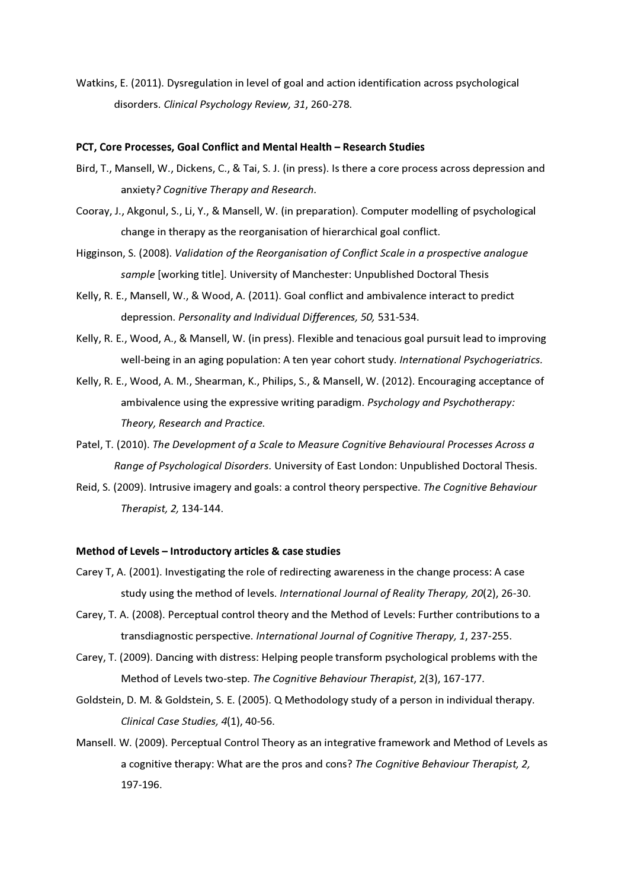Watkins, E. (2011). Dysregulation in level of goal and action identification across psychological disorders. *Clinical Psychology Review, 31*, 260-278.

**PCT, Core Processes, Goal Conflict and Mental Health – Research Studies**

Bird, T., Mansell, W., Dickens, C., & Tai, S. J. (in press). Is there a core process across depression and anxiety*? Cognitive Therapy and Research.*

Cooray, J., Akgonul, S., Li, Y., & Mansell, W. (in preparation). Computer modelling of psychological change in therapy as the reorganisation of hierarchical goal conflict.

Higginson, S. (2008). *Validation of the Reorganisation of Conflict Scale in a prospective analogue sample* [working title]. University of Manchester: Unpublished Doctoral Thesis

Kelly, R. E., Mansell, W., & Wood, A. (2011). Goal conflict and ambivalence interact to predict depression. *Personality and Individual Differences, 50,* 531-534.

Kelly, R. E., Wood, A., & Mansell, W. (in press). Flexible and tenacious goal pursuit lead to improving well-being in an aging population: A ten year cohort study. *International Psychogeriatrics.*

Kelly, R. E., Wood, A. M., Shearman, K., Philips, S., & Mansell, W. (2012). Encouraging acceptance of ambivalence using the expressive writing paradigm. *Psychology and Psychotherapy: Theory, Research and Practice*.

Patel, T. (2010). *The Development of a Scale to Measure Cognitive Behavioural Processes Across a Range of Psychological Disorders.* University of East London: Unpublished Doctoral Thesis.

Reid, S. (2009). Intrusive imagery and goals: a control theory perspective. *The Cognitive Behaviour Therapist, 2,* 134-144.

**Method of Levels – Introductory articles & case studies**

Carey T, A. (2001). Investigating the role of redirecting awareness in the change process: A case study using the method of levels. *International Journal of Reality Therapy, 20*(2), 26-30.

Carey, T. A. (2008). Perceptual control theory and the Method of Levels: Further contributions to a transdiagnostic perspective. *International Journal of Cognitive Therapy, 1*, 237-255.

Carey, T. (2009). Dancing with distress: Helping people transform psychological problems with the Method of Levels two-step. *The Cognitive Behaviour Therapist*, 2(3), 167-177.

Goldstein, D. M. & Goldstein, S. E. (2005). Q Methodology study of a person in individual therapy. *Clinical Case Studies, 4*(1), 40-56.

Mansell. W. (2009). Perceptual Control Theory as an integrative framework and Method of Levels as a cognitive therapy: What are the pros and cons? *The Cognitive Behaviour Therapist, 2,* 197-196.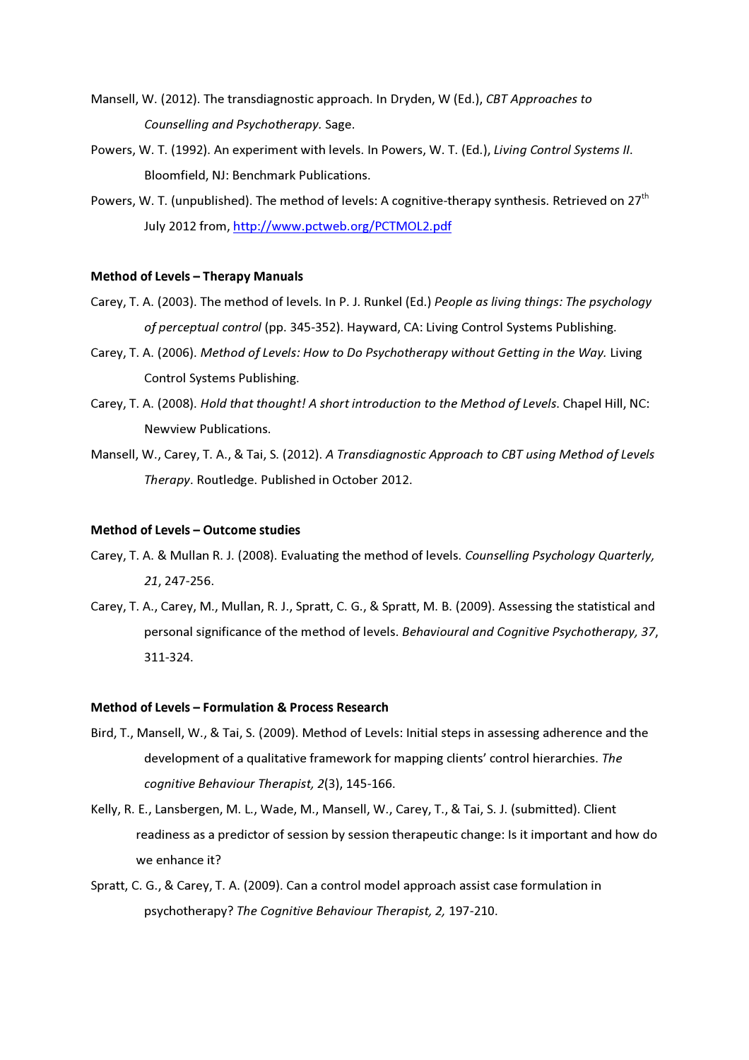Mansell, W. (2012). The transdiagnostic approach. In Dryden, W (Ed.), *CBT Approaches to Counselling and Psychotherapy.* Sage.

Powers, W. T. (1992). An experiment with levels. In Powers, W. T. (Ed.), *Living Control Systems II*. Bloomfield, NJ: Benchmark Publications.

Powers, W. T. (unpublished). The method of levels: A cognitive-therapy synthesis. Retrieved on 27th July 2012 from, http://www.pctweb.org/PCTMOL2.pdf

**Method of Levels – Therapy Manuals**

Carey, T. A. (2003). The method of levels. In P. J. Runkel (Ed.) *People as living things: The psychology of perceptual control* (pp. 345-352). Hayward, CA: Living Control Systems Publishing.

Carey, T. A. (2006). *Method of Levels: How to Do Psychotherapy without Getting in the Way.* Living Control Systems Publishing.

Carey, T. A. (2008). *Hold that thought! A short introduction to the Method of Levels.* Chapel Hill, NC: Newview Publications.

Mansell, W., Carey, T. A., & Tai, S. (2012). *A Transdiagnostic Approach to CBT using Method of Levels Therapy*. Routledge. Published in October 2012.

**Method of Levels – Outcome studies**

Carey, T. A. & Mullan R. J. (2008). Evaluating the method of levels. *Counselling Psychology Quarterly, 21*, 247-256.

Carey, T. A., Carey, M., Mullan, R. J., Spratt, C. G., & Spratt, M. B. (2009). Assessing the statistical and personal significance of the method of levels. *Behavioural and Cognitive Psychotherapy, 37*, 311-324.

**Method of Levels – Formulation & Process Research**

Bird, T., Mansell, W., & Tai, S. (2009). Method of Levels: Initial steps in assessing adherence and the development of a qualitative framework for mapping clients' control hierarchies. *The cognitive Behaviour Therapist, 2*(3), 145-166.

Kelly, R. E., Lansbergen, M. L., Wade, M., Mansell, W., Carey, T., & Tai, S. J. (submitted). Client readiness as a predictor of session by session therapeutic change: Is it important and how do we enhance it?

Spratt, C. G., & Carey, T. A. (2009). Can a control model approach assist case formulation in psychotherapy? *The Cognitive Behaviour Therapist, 2,* 197-210.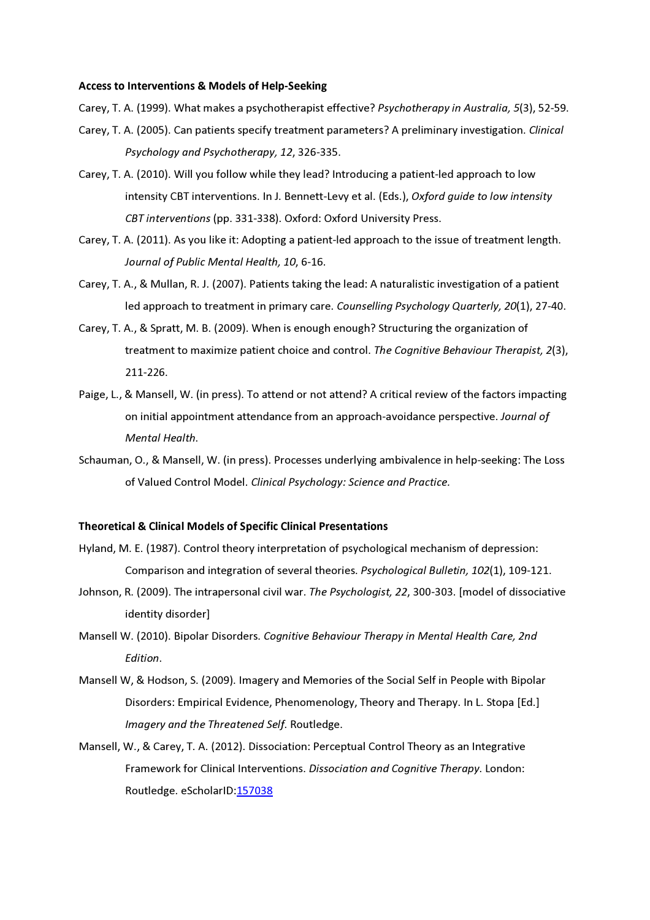**Access to Interventions & Models of Help-Seeking**

Carey, T. A. (1999). What makes a psychotherapist effective? *Psychotherapy in Australia, 5*(3), 52-59.

Carey, T. A. (2005). Can patients specify treatment parameters? A preliminary investigation. *Clinical Psychology and Psychotherapy, 12*, 326-335.

Carey, T. A. (2010). Will you follow while they lead? Introducing a patient-led approach to low intensity CBT interventions. In J. Bennett-Levy et al. (Eds.), *Oxford guide to low intensity CBT interventions* (pp. 331-338). Oxford: Oxford University Press.

Carey, T. A. (2011). As you like it: Adopting a patient-led approach to the issue of treatment length. *Journal of Public Mental Health, 10*, 6-16.

Carey, T. A., & Mullan, R. J. (2007). Patients taking the lead: A naturalistic investigation of a patient led approach to treatment in primary care. *Counselling Psychology Quarterly, 20*(1), 27-40.

Carey, T. A., & Spratt, M. B. (2009). When is enough enough? Structuring the organization of treatment to maximize patient choice and control. *The Cognitive Behaviour Therapist, 2*(3), 211-226.

Paige, L., & Mansell, W. (in press). To attend or not attend? A critical review of the factors impacting on initial appointment attendance from an approach-avoidance perspective. *Journal of Mental Health.*

Schauman, O., & Mansell, W. (in press). Processes underlying ambivalence in help-seeking: The Loss of Valued Control Model. *Clinical Psychology: Science and Practice.*

**Theoretical & Clinical Models of Specific Clinical Presentations**

Hyland, M. E. (1987). Control theory interpretation of psychological mechanism of depression: Comparison and integration of several theories. *Psychological Bulletin, 102*(1), 109-121.

Johnson, R. (2009). The intrapersonal civil war. *The Psychologist, 22*, 300-303. [model of dissociative identity disorder]

Mansell W. (2010). Bipolar Disorders. *Cognitive Behaviour Therapy in Mental Health Care, 2nd Edition*.

Mansell W, & Hodson, S. (2009). Imagery and Memories of the Social Self in People with Bipolar Disorders: Empirical Evidence, Phenomenology, Theory and Therapy. In L. Stopa [Ed.] *Imagery and the Threatened Self*. Routledge.

Mansell, W., & Carey, T. A. (2012). Dissociation: Perceptual Control Theory as an Integrative Framework for Clinical Interventions. *Dissociation and Cognitive Therapy.* London: Routledge. eScholarID:157038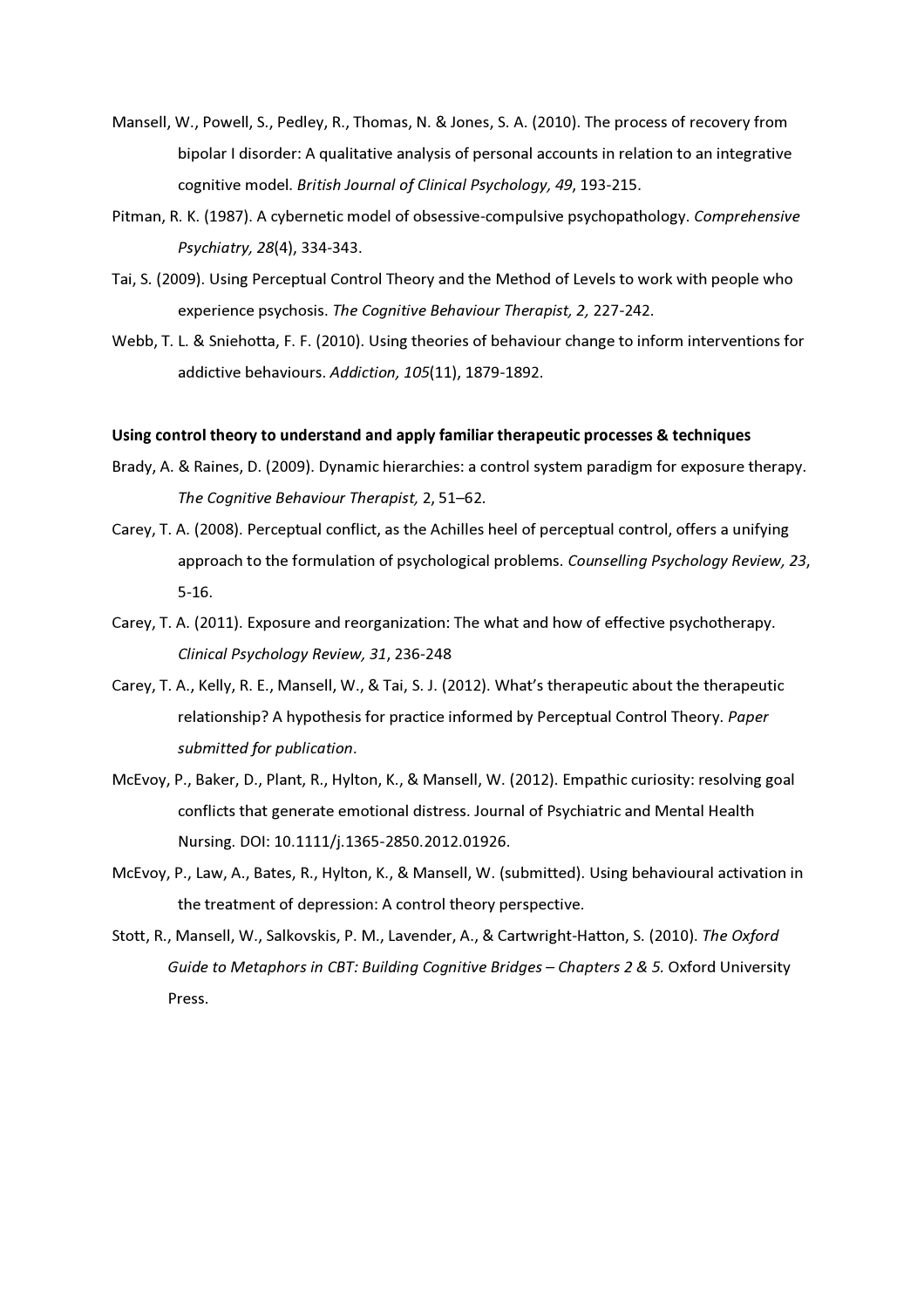Mansell, W., Powell, S., Pedley, R., Thomas, N. & Jones, S. A. (2010). The process of recovery from bipolar I disorder: A qualitative analysis of personal accounts in relation to an integrative cognitive model. *British Journal of Clinical Psychology, 49*, 193-215.

Pitman, R. K. (1987). A cybernetic model of obsessive-compulsive psychopathology. *Comprehensive Psychiatry, 28*(4), 334-343.

Tai, S. (2009). Using Perceptual Control Theory and the Method of Levels to work with people who experience psychosis. *The Cognitive Behaviour Therapist, 2,* 227-242.

Webb, T. L. & Sniehotta, F. F. (2010). Using theories of behaviour change to inform interventions for addictive behaviours. *Addiction, 105*(11), 1879-1892.

**Using control theory to understand and apply familiar therapeutic processes & techniques**

Brady, A. & Raines, D. (2009). Dynamic hierarchies: a control system paradigm for exposure therapy. *The Cognitive Behaviour Therapist,* 2, 51–62.

Carey, T. A. (2008). Perceptual conflict, as the Achilles heel of perceptual control, offers a unifying approach to the formulation of psychological problems. *Counselling Psychology Review, 23*, 5-16.

Carey, T. A. (2011). Exposure and reorganization: The what and how of effective psychotherapy. *Clinical Psychology Review, 31*, 236-248

Carey, T. A., Kelly, R. E., Mansell, W., & Tai, S. J. (2012). What's therapeutic about the therapeutic relationship? A hypothesis for practice informed by Perceptual Control Theory. *Paper submitted for publication*.

McEvoy, P., Baker, D., Plant, R., Hylton, K., & Mansell, W. (2012). Empathic curiosity: resolving goal conflicts that generate emotional distress. Journal of Psychiatric and Mental Health Nursing. DOI: 10.1111/j.1365-2850.2012.01926.

McEvoy, P., Law, A., Bates, R., Hylton, K., & Mansell, W. (submitted). Using behavioural activation in the treatment of depression: A control theory perspective.

Stott, R., Mansell, W., Salkovskis, P. M., Lavender, A., & Cartwright-Hatton, S. (2010). *The Oxford Guide to Metaphors in CBT: Building Cognitive Bridges – Chapters 2 & 5.* Oxford University Press.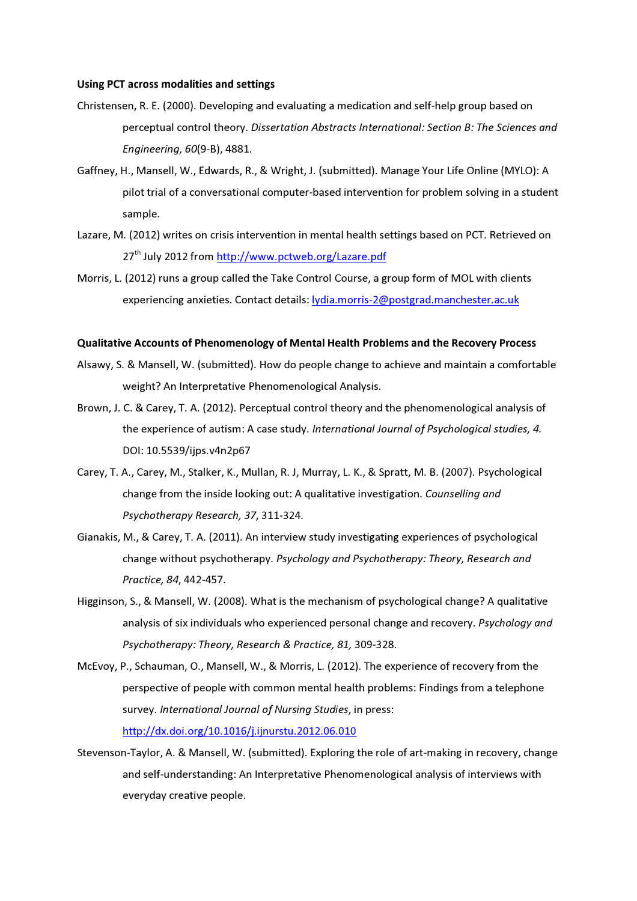**Using PCT across modalities and settings**

Christensen, R. E. (2000). Developing and evaluating a medication and self-help group based on perceptual control theory. *Dissertation Abstracts International: Section B: The Sciences and Engineering, 60*(9-B), 4881.

Gaffney, H., Mansell, W., Edwards, R., & Wright, J. (submitted). Manage Your Life Online (MYLO): A pilot trial of a conversational computer-based intervention for problem solving in a student sample.

Lazare, M. (2012) writes on crisis intervention in mental health settings based on PCT. Retrieved on 27th July 2012 from http://www.pctweb.org/Lazare.pdf

Morris, L. (2012) runs a group called the Take Control Course, a group form of MOL with clients experiencing anxieties. Contact details: lydia.morris-2@postgrad.manchester.ac.uk

**Qualitative Accounts of Phenomenology of Mental Health Problems and the Recovery Process**

Alsawy, S. & Mansell, W. (submitted). How do people change to achieve and maintain a comfortable weight? An Interpretative Phenomenological Analysis.

Brown, J. C. & Carey, T. A. (2012). Perceptual control theory and the phenomenological analysis of the experience of autism: A case study. *International Journal of Psychological studies, 4.* DOI: 10.5539/ijps.v4n2p67

Carey, T. A., Carey, M., Stalker, K., Mullan, R. J, Murray, L. K., & Spratt, M. B. (2007). Psychological change from the inside looking out: A qualitative investigation. *Counselling and Psychotherapy Research, 37*, 311-324.

Gianakis, M., & Carey, T. A. (2011). An interview study investigating experiences of psychological change without psychotherapy. *Psychology and Psychotherapy: Theory, Research and Practice, 84*, 442-457.

Higginson, S., & Mansell, W. (2008). What is the mechanism of psychological change? A qualitative analysis of six individuals who experienced personal change and recovery. *Psychology and Psychotherapy: Theory, Research & Practice, 81,* 309-328.

McEvoy, P., Schauman, O., Mansell, W., & Morris, L. (2012). The experience of recovery from the perspective of people with common mental health problems: Findings from a telephone survey. *International Journal of Nursing Studies*, in press: http://dx.doi.org/10.1016/j.ijnurstu.2012.06.010

Stevenson-Taylor, A. & Mansell, W. (submitted). Exploring the role of art-making in recovery, change and self-understanding: An Interpretative Phenomenological analysis of interviews with everyday creative people.